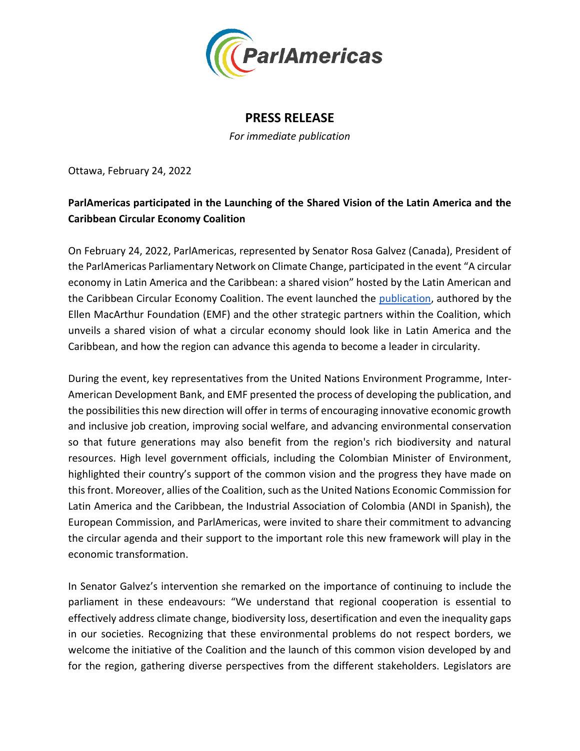# PRESS RELEASE

*For immediate publication*

Ottawa, February 24, 2022

**ParlAmericas participated in the Launching of the Shared Vision of the Latin America and the Caribbean Circular Economy Coalition**

On February 24, 2022, ParlAmericas, represented by Senator Rosa Galvez (Canada), President of the ParlAmericas Parliamentary Network on Climate Change, participated in the event "A circular economy in Latin America and the Caribbean: a shared vision" hosted by the Latin American and the Caribbean Circular Economy Coalition. The event launched the publication, authored by the Ellen MacArthur Foundation (EMF) and the other strategic partners within the Coalition, which unveils a shared vision of what a circular economy should look like in Latin America and the Caribbean, and how the region can advance this agenda to become a leader in circularity.

During the event, key representatives from the United Nations Environment Programme, Inter-American Development Bank, and EMF presented the process of developing the publication, and the possibilities this new direction will offer in terms of encouraging innovative economic growth and inclusive job creation, improving social welfare, and advancing environmental conservation so that future generations may also benefit from the region's rich biodiversity and natural resources. High level government officials, including the Colombian Minister of Environment, highlighted their country's support of the common vision and the progress they have made on this front. Moreover, allies of the Coalition, such as the United Nations Economic Commission for Latin America and the Caribbean, the Industrial Association of Colombia (ANDI in Spanish), the European Commission, and ParlAmericas, were invited to share their commitment to advancing the circular agenda and their support to the important role this new framework will play in the economic transformation.

In Senator Galvez's intervention she remarked on the importance of continuing to include the parliament in these endeavours: "We understand that regional cooperation is essential to effectively address climate change, biodiversity loss, desertification and even the inequality gaps in our societies. Recognizing that these environmental problems do not respect borders, we welcome the initiative of the Coalition and the launch of this common vision developed by and for the region, gathering diverse perspectives from the different stakeholders. Legislators are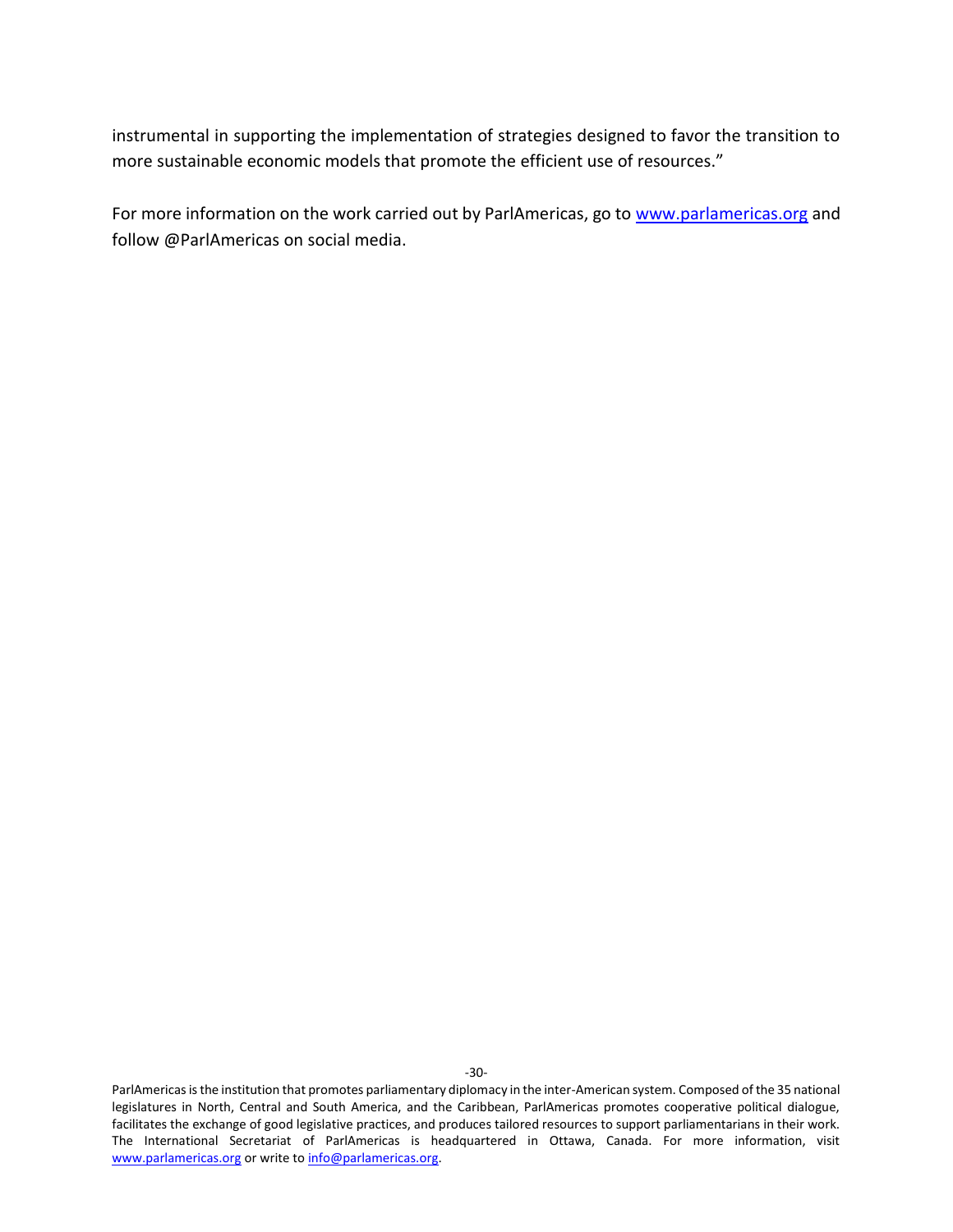instrumental in supporting the implementation of strategies designed to favor the transition to more sustainable economic models that promote the efficient use of resources."

For more information on the work carried out by ParlAmericas, go to www.parlamericas.org and follow @ParlAmericas on social media.

-30-

ParlAmericas is the institution that promotes parliamentary diplomacy in the inter-American system. Composed of the 35 national legislatures in North, Central and South America, and the Caribbean, ParlAmericas promotes cooperative political dialogue, facilitates the exchange of good legislative practices, and produces tailored resources to support parliamentarians in their work. The International Secretariat of ParlAmericas is headquartered in Ottawa, Canada. For more information, visit www.parlamericas.org or write to info@parlamericas.org.